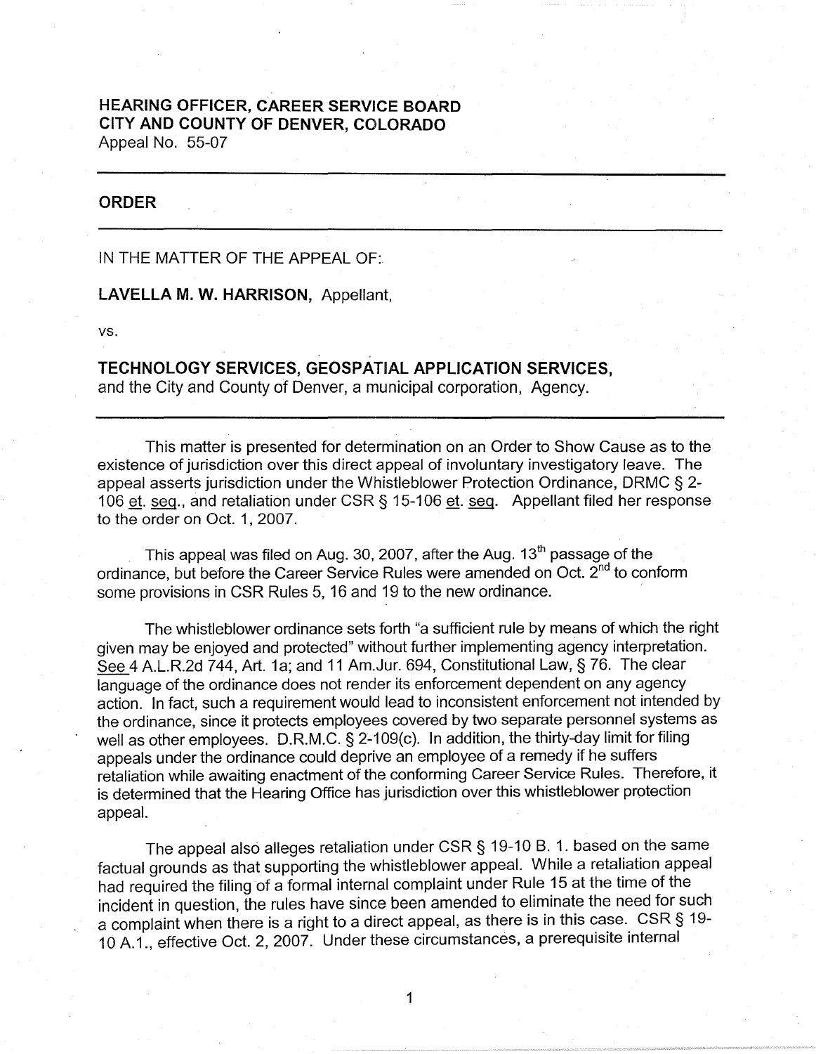**HEARING OFFICER, CAREER SERVICE BOARD**
**CITY AND COUNTY OF DENVER, COLORADO**
Appeal No. 55-07

---

**ORDER**

---

IN THE MATTER OF THE APPEAL OF:

**LAVELLA M. W. HARRISON,** Appellant,

vs.

**TECHNOLOGY SERVICES, GEOSPATIAL APPLICATION SERVICES,**
and the City and County of Denver, a municipal corporation, Agency.

---

This matter is presented for determination on an Order to Show Cause as to the existence of jurisdiction over this direct appeal of involuntary investigatory leave. The appeal asserts jurisdiction under the Whistleblower Protection Ordinance, DRMC § 2-106 et. seq., and retaliation under CSR § 15-106 et. seq. Appellant filed her response to the order on Oct. 1, 2007.

This appeal was filed on Aug. 30, 2007, after the Aug. 13th passage of the ordinance, but before the Career Service Rules were amended on Oct. 2nd to conform some provisions in CSR Rules 5, 16 and 19 to the new ordinance.

The whistleblower ordinance sets forth "a sufficient rule by means of which the right given may be enjoyed and protected" without further implementing agency interpretation. See 4 A.L.R.2d 744, Art. 1a; and 11 Am.Jur. 694, Constitutional Law, § 76. The clear language of the ordinance does not render its enforcement dependent on any agency action. In fact, such a requirement would lead to inconsistent enforcement not intended by the ordinance, since it protects employees covered by two separate personnel systems as well as other employees. D.R.M.C. § 2-109(c). In addition, the thirty-day limit for filing appeals under the ordinance could deprive an employee of a remedy if he suffers retaliation while awaiting enactment of the conforming Career Service Rules. Therefore, it is determined that the Hearing Office has jurisdiction over this whistleblower protection appeal.

The appeal also alleges retaliation under CSR § 19-10 B. 1. based on the same factual grounds as that supporting the whistleblower appeal. While a retaliation appeal had required the filing of a formal internal complaint under Rule 15 at the time of the incident in question, the rules have since been amended to eliminate the need for such a complaint when there is a right to a direct appeal, as there is in this case. CSR § 19-10 A.1., effective Oct. 2, 2007. Under these circumstances, a prerequisite internal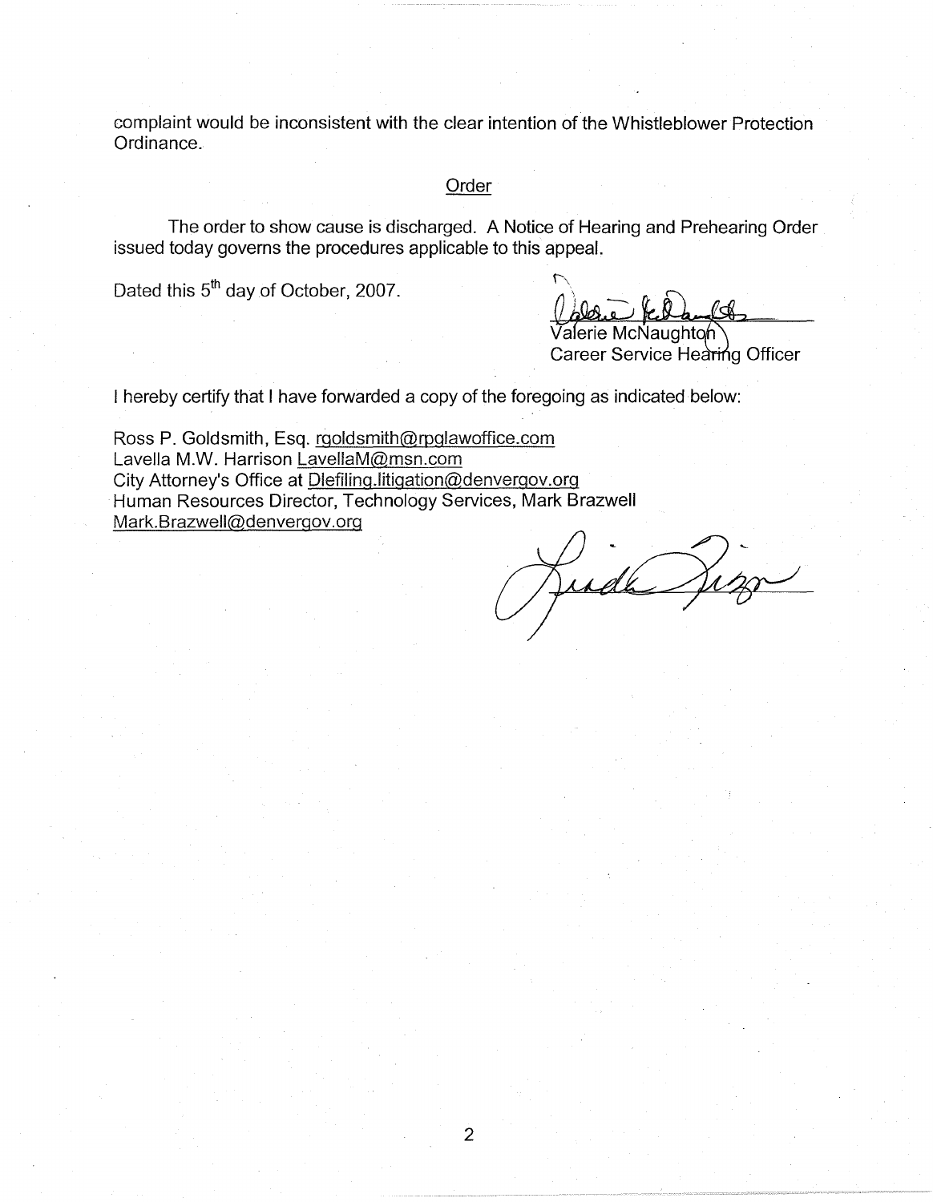complaint would be inconsistent with the clear intention of the Whistleblower Protection Ordinance.

## Order

The order to show cause is discharged. A Notice of Hearing and Prehearing Order issued today governs the procedures applicable to this appeal.

Dated this 5th day of October, 2007.

Valerie McNaughton
Career Service Hearing Officer

I hereby certify that I have forwarded a copy of the foregoing as indicated below:

Ross P. Goldsmith, Esq. rgoldsmith@rpglawoffice.com
Lavella M.W. Harrison LavellaM@msn.com
City Attorney's Office at Dlefiling.litigation@denvergov.org
Human Resources Director, Technology Services, Mark Brazwell
Mark.Brazwell@denvergov.org